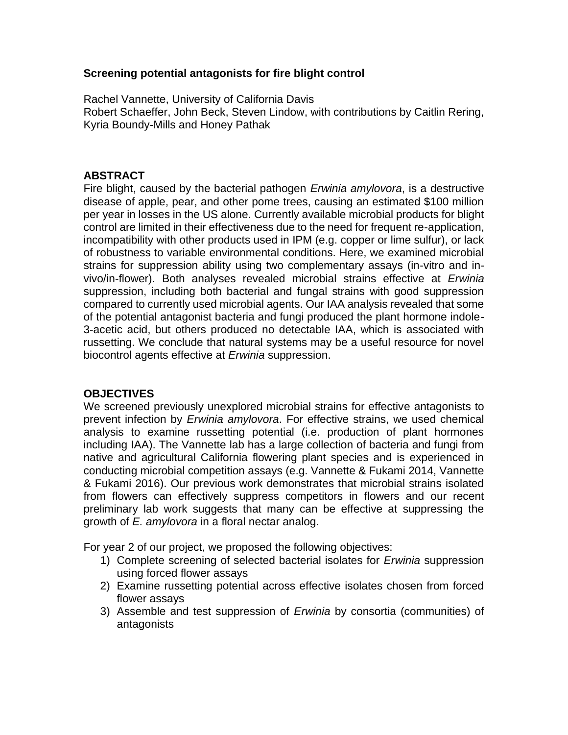## Screening potential antagonists for fire blight control

Rachel Vannette, University of California Davis
Robert Schaeffer, John Beck, Steven Lindow, with contributions by Caitlin Rering, Kyria Boundy-Mills and Honey Pathak

### ABSTRACT

Fire blight, caused by the bacterial pathogen *Erwinia amylovora*, is a destructive disease of apple, pear, and other pome trees, causing an estimated $100 million per year in losses in the US alone. Currently available microbial products for blight control are limited in their effectiveness due to the need for frequent re-application, incompatibility with other products used in IPM (e.g. copper or lime sulfur), or lack of robustness to variable environmental conditions. Here, we examined microbial strains for suppression ability using two complementary assays (in-vitro and in-vivo/in-flower). Both analyses revealed microbial strains effective at *Erwinia* suppression, including both bacterial and fungal strains with good suppression compared to currently used microbial agents. Our IAA analysis revealed that some of the potential antagonist bacteria and fungi produced the plant hormone indole-3-acetic acid, but others produced no detectable IAA, which is associated with russetting. We conclude that natural systems may be a useful resource for novel biocontrol agents effective at *Erwinia* suppression.

### OBJECTIVES

We screened previously unexplored microbial strains for effective antagonists to prevent infection by *Erwinia amylovora*. For effective strains, we used chemical analysis to examine russetting potential (i.e. production of plant hormones including IAA). The Vannette lab has a large collection of bacteria and fungi from native and agricultural California flowering plant species and is experienced in conducting microbial competition assays (e.g. Vannette & Fukami 2014, Vannette & Fukami 2016). Our previous work demonstrates that microbial strains isolated from flowers can effectively suppress competitors in flowers and our recent preliminary lab work suggests that many can be effective at suppressing the growth of *E. amylovora* in a floral nectar analog.

For year 2 of our project, we proposed the following objectives:

1) Complete screening of selected bacterial isolates for *Erwinia* suppression using forced flower assays
2) Examine russetting potential across effective isolates chosen from forced flower assays
3) Assemble and test suppression of *Erwinia* by consortia (communities) of antagonists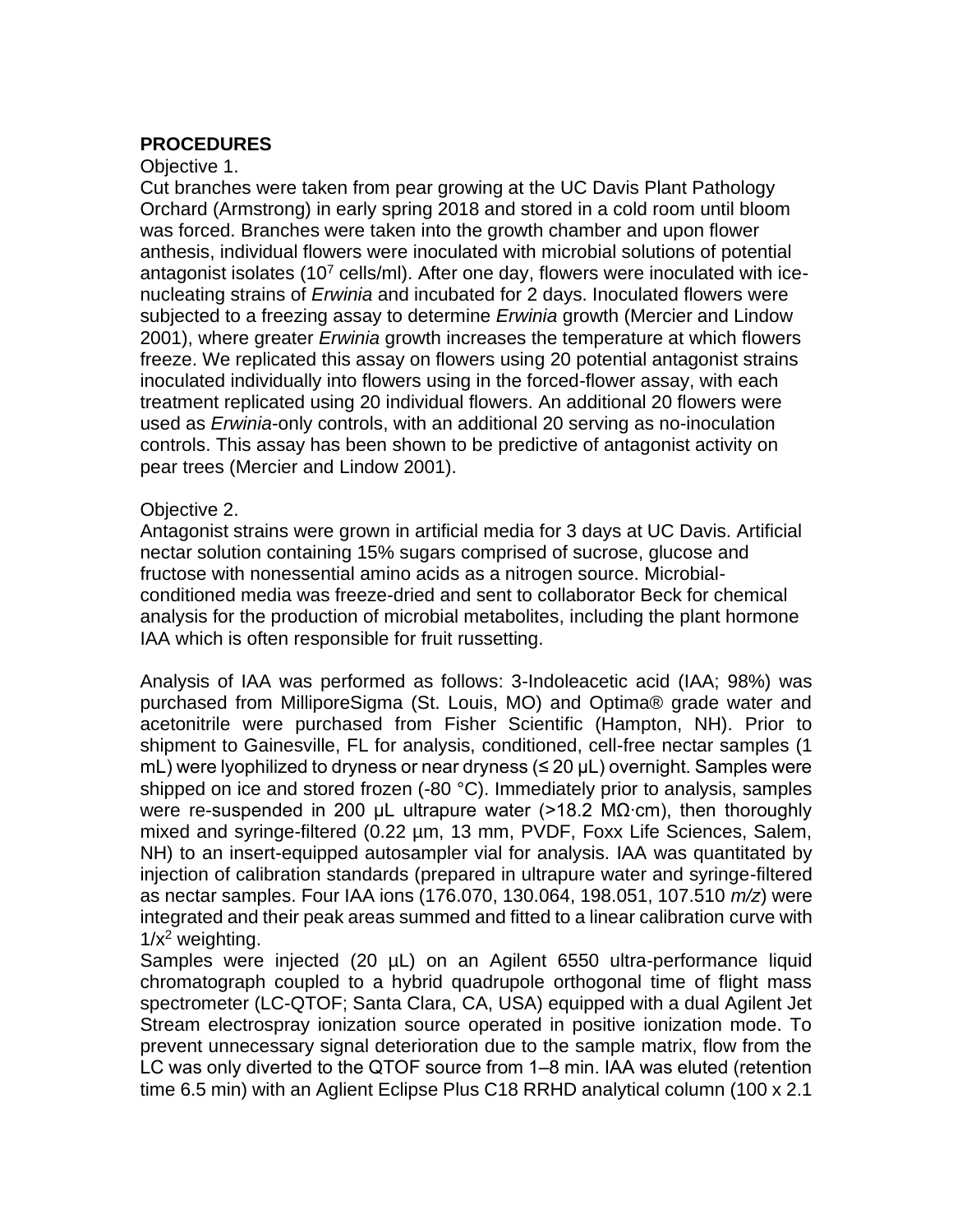**PROCEDURES**

Objective 1.

Cut branches were taken from pear growing at the UC Davis Plant Pathology Orchard (Armstrong) in early spring 2018 and stored in a cold room until bloom was forced. Branches were taken into the growth chamber and upon flower anthesis, individual flowers were inoculated with microbial solutions of potential antagonist isolates ($10^7$ cells/ml). After one day, flowers were inoculated with ice-nucleating strains of *Erwinia* and incubated for 2 days. Inoculated flowers were subjected to a freezing assay to determine *Erwinia* growth (Mercier and Lindow 2001), where greater *Erwinia* growth increases the temperature at which flowers freeze. We replicated this assay on flowers using 20 potential antagonist strains inoculated individually into flowers using in the forced-flower assay, with each treatment replicated using 20 individual flowers. An additional 20 flowers were used as *Erwinia*-only controls, with an additional 20 serving as no-inoculation controls. This assay has been shown to be predictive of antagonist activity on pear trees (Mercier and Lindow 2001).

Objective 2.

Antagonist strains were grown in artificial media for 3 days at UC Davis. Artificial nectar solution containing 15% sugars comprised of sucrose, glucose and fructose with nonessential amino acids as a nitrogen source. Microbial-conditioned media was freeze-dried and sent to collaborator Beck for chemical analysis for the production of microbial metabolites, including the plant hormone IAA which is often responsible for fruit russetting.

Analysis of IAA was performed as follows: 3-Indoleacetic acid (IAA; 98%) was purchased from MilliporeSigma (St. Louis, MO) and Optima® grade water and acetonitrile were purchased from Fisher Scientific (Hampton, NH). Prior to shipment to Gainesville, FL for analysis, conditioned, cell-free nectar samples (1 mL) were lyophilized to dryness or near dryness (≤ 20 µL) overnight. Samples were shipped on ice and stored frozen (-80 °C). Immediately prior to analysis, samples were re-suspended in 200 µL ultrapure water (>18.2 MΩ·cm), then thoroughly mixed and syringe-filtered (0.22 µm, 13 mm, PVDF, Foxx Life Sciences, Salem, NH) to an insert-equipped autosampler vial for analysis. IAA was quantitated by injection of calibration standards (prepared in ultrapure water and syringe-filtered as nectar samples. Four IAA ions (176.070, 130.064, 198.051, 107.510 *m/z*) were integrated and their peak areas summed and fitted to a linear calibration curve with $1/x^2$ weighting.

Samples were injected (20 µL) on an Agilent 6550 ultra-performance liquid chromatograph coupled to a hybrid quadrupole orthogonal time of flight mass spectrometer (LC-QTOF; Santa Clara, CA, USA) equipped with a dual Agilent Jet Stream electrospray ionization source operated in positive ionization mode. To prevent unnecessary signal deterioration due to the sample matrix, flow from the LC was only diverted to the QTOF source from 1–8 min. IAA was eluted (retention time 6.5 min) with an Aglient Eclipse Plus C18 RRHD analytical column (100 x 2.1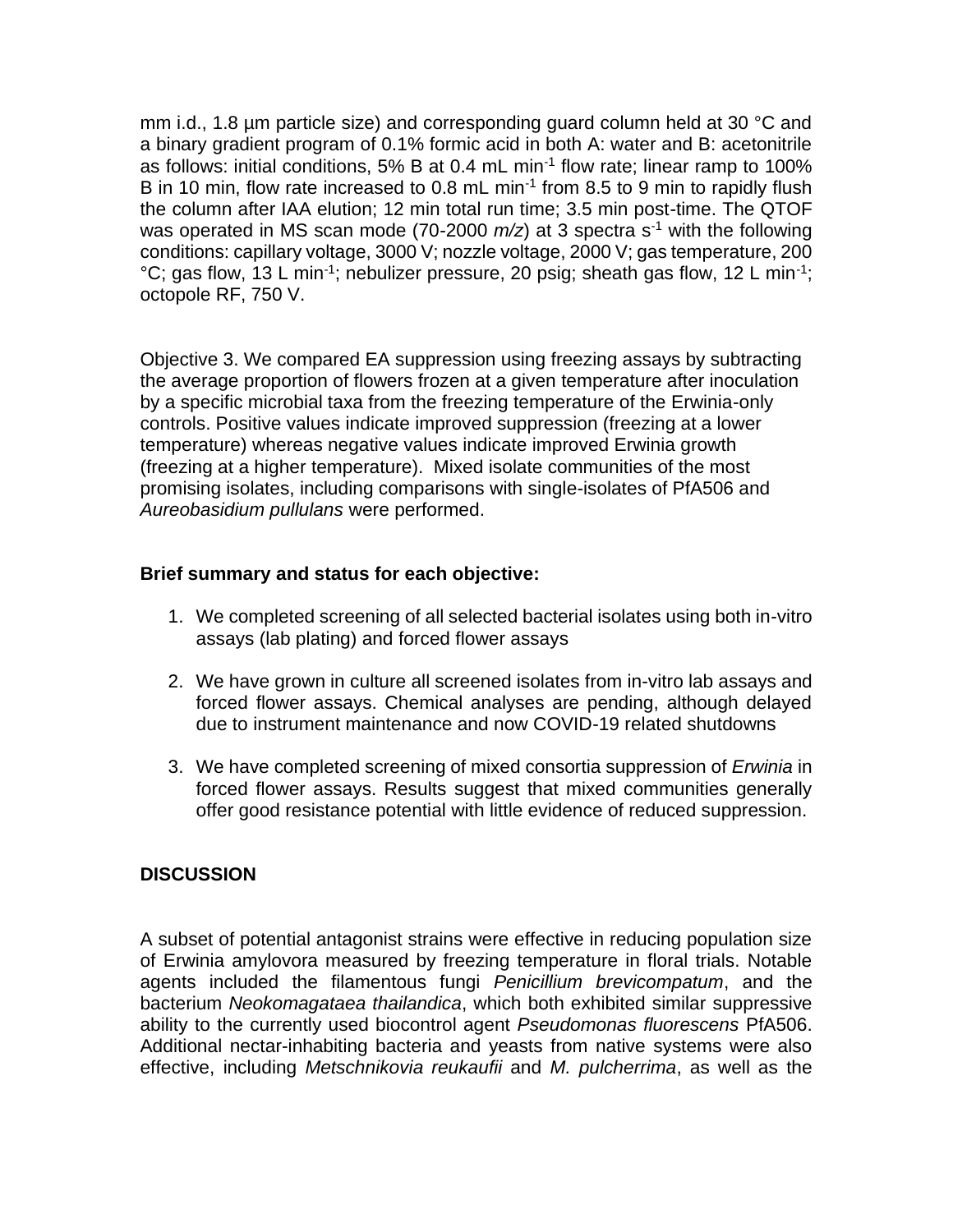mm i.d., 1.8 µm particle size) and corresponding guard column held at 30 °C and a binary gradient program of 0.1% formic acid in both A: water and B: acetonitrile as follows: initial conditions, 5% B at 0.4 mL $min^{-1}$ flow rate; linear ramp to 100% B in 10 min, flow rate increased to 0.8 mL $min^{-1}$ from 8.5 to 9 min to rapidly flush the column after IAA elution; 12 min total run time; 3.5 min post-time. The QTOF was operated in MS scan mode (70-2000 *m/z*) at 3 spectra $s^{-1}$ with the following conditions: capillary voltage, 3000 V; nozzle voltage, 2000 V; gas temperature, 200 °C; gas flow, 13 L $min^{-1}$; nebulizer pressure, 20 psig; sheath gas flow, 12 L $min^{-1}$; octopole RF, 750 V.

Objective 3. We compared EA suppression using freezing assays by subtracting the average proportion of flowers frozen at a given temperature after inoculation by a specific microbial taxa from the freezing temperature of the Erwinia-only controls. Positive values indicate improved suppression (freezing at a lower temperature) whereas negative values indicate improved Erwinia growth (freezing at a higher temperature). Mixed isolate communities of the most promising isolates, including comparisons with single-isolates of PfA506 and *Aureobasidium pullulans* were performed.

**Brief summary and status for each objective:**

1. We completed screening of all selected bacterial isolates using both in-vitro assays (lab plating) and forced flower assays

2. We have grown in culture all screened isolates from in-vitro lab assays and forced flower assays. Chemical analyses are pending, although delayed due to instrument maintenance and now COVID-19 related shutdowns

3. We have completed screening of mixed consortia suppression of *Erwinia* in forced flower assays. Results suggest that mixed communities generally offer good resistance potential with little evidence of reduced suppression.

**DISCUSSION**

A subset of potential antagonist strains were effective in reducing population size of Erwinia amylovora measured by freezing temperature in floral trials. Notable agents included the filamentous fungi *Penicillium brevicompatum*, and the bacterium *Neokomagataea thailandica*, which both exhibited similar suppressive ability to the currently used biocontrol agent *Pseudomonas fluorescens* PfA506. Additional nectar-inhabiting bacteria and yeasts from native systems were also effective, including *Metschnikovia reukaufii* and *M. pulcherrima*, as well as the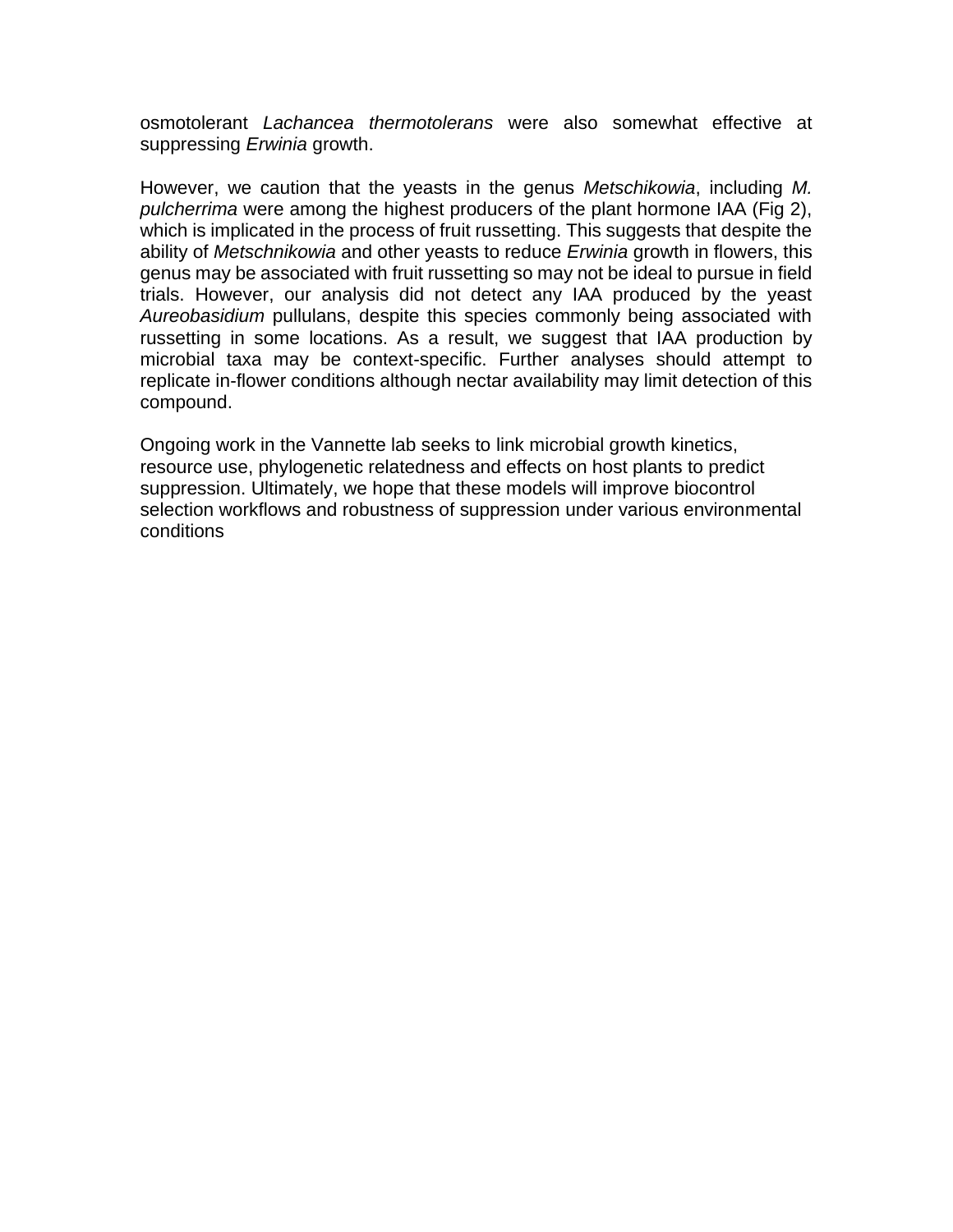osmotolerant *Lachancea thermotolerans* were also somewhat effective at suppressing *Erwinia* growth.

However, we caution that the yeasts in the genus *Metschikowia*, including *M. pulcherrima* were among the highest producers of the plant hormone IAA (Fig 2), which is implicated in the process of fruit russetting. This suggests that despite the ability of *Metschnikowia* and other yeasts to reduce *Erwinia* growth in flowers, this genus may be associated with fruit russetting so may not be ideal to pursue in field trials. However, our analysis did not detect any IAA produced by the yeast *Aureobasidium* pullulans, despite this species commonly being associated with russetting in some locations. As a result, we suggest that IAA production by microbial taxa may be context-specific. Further analyses should attempt to replicate in-flower conditions although nectar availability may limit detection of this compound.

Ongoing work in the Vannette lab seeks to link microbial growth kinetics, resource use, phylogenetic relatedness and effects on host plants to predict suppression. Ultimately, we hope that these models will improve biocontrol selection workflows and robustness of suppression under various environmental conditions